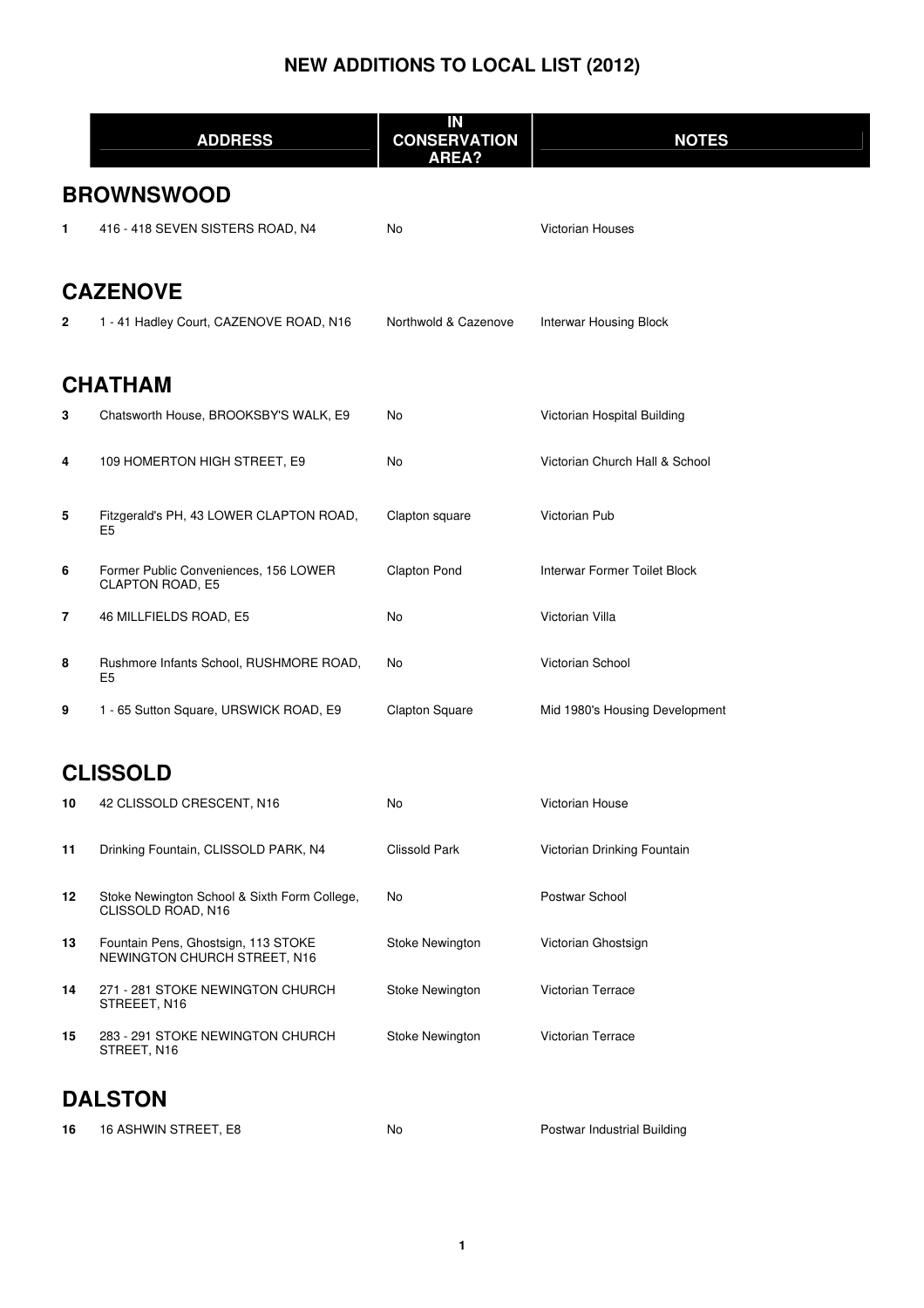# NEW ADDITIONS TO LOCAL LIST (2012)

| | ADDRESS | IN CONSERVATION AREA? | NOTES |
|---|---|---|---|
| | **BROWNSWOOD** | | |
| 1 | 416 - 418 SEVEN SISTERS ROAD, N4 | No | Victorian Houses |
| | **CAZENOVE** | | |
| 2 | 1 - 41 Hadley Court, CAZENOVE ROAD, N16 | Northwold & Cazenove | Interwar Housing Block |
| | **CHATHAM** | | |
| 3 | Chatsworth House, BROOKSBY'S WALK, E9 | No | Victorian Hospital Building |
| 4 | 109 HOMERTON HIGH STREET, E9 | No | Victorian Church Hall & School |
| 5 | Fitzgerald's PH, 43 LOWER CLAPTON ROAD, E5 | Clapton square | Victorian Pub |
| 6 | Former Public Conveniences, 156 LOWER CLAPTON ROAD, E5 | Clapton Pond | Interwar Former Toilet Block |
| 7 | 46 MILLFIELDS ROAD, E5 | No | Victorian Villa |
| 8 | Rushmore Infants School, RUSHMORE ROAD, E5 | No | Victorian School |
| 9 | 1 - 65 Sutton Square, URSWICK ROAD, E9 | Clapton Square | Mid 1980's Housing Development |
| | **CLISSOLD** | | |
| 10 | 42 CLISSOLD CRESCENT, N16 | No | Victorian House |
| 11 | Drinking Fountain, CLISSOLD PARK, N4 | Clissold Park | Victorian Drinking Fountain |
| 12 | Stoke Newington School & Sixth Form College, CLISSOLD ROAD, N16 | No | Postwar School |
| 13 | Fountain Pens, Ghostsign, 113 STOKE NEWINGTON CHURCH STREET, N16 | Stoke Newington | Victorian Ghostsign |
| 14 | 271 - 281 STOKE NEWINGTON CHURCH STREEET, N16 | Stoke Newington | Victorian Terrace |
| 15 | 283 - 291 STOKE NEWINGTON CHURCH STREET, N16 | Stoke Newington | Victorian Terrace |
| | **DALSTON** | | |
| 16 | 16 ASHWIN STREET, E8 | No | Postwar Industrial Building |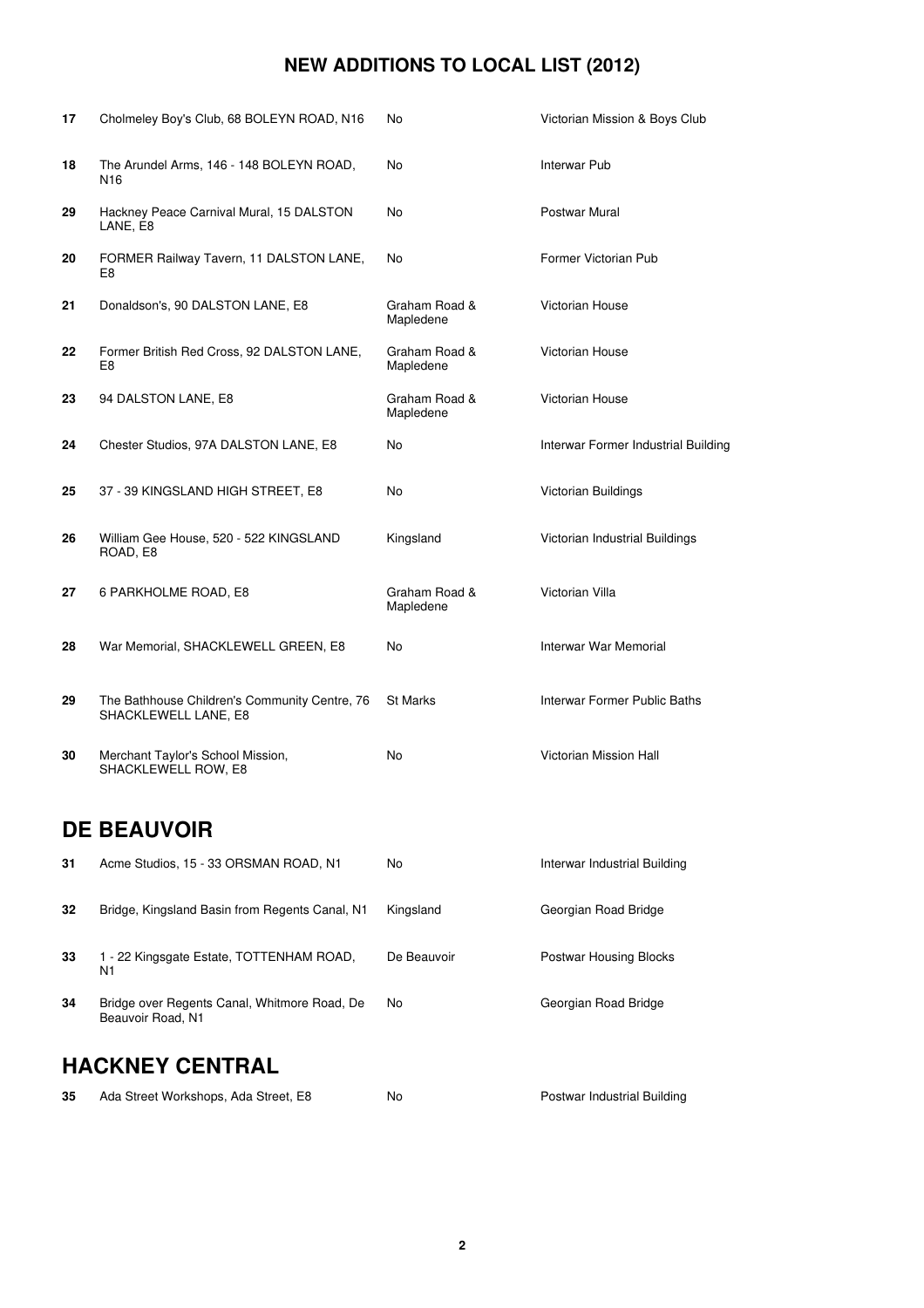# NEW ADDITIONS TO LOCAL LIST (2012)

| | | | |
|---|---|---|---|
| 17 | Cholmeley Boy's Club, 68 BOLEYN ROAD, N16 | No | Victorian Mission & Boys Club |
| 18 | The Arundel Arms, 146 - 148 BOLEYN ROAD, N16 | No | Interwar Pub |
| 29 | Hackney Peace Carnival Mural, 15 DALSTON LANE, E8 | No | Postwar Mural |
| 20 | FORMER Railway Tavern, 11 DALSTON LANE, E8 | No | Former Victorian Pub |
| 21 | Donaldson's, 90 DALSTON LANE, E8 | Graham Road & Mapledene | Victorian House |
| 22 | Former British Red Cross, 92 DALSTON LANE, E8 | Graham Road & Mapledene | Victorian House |
| 23 | 94 DALSTON LANE, E8 | Graham Road & Mapledene | Victorian House |
| 24 | Chester Studios, 97A DALSTON LANE, E8 | No | Interwar Former Industrial Building |
| 25 | 37 - 39 KINGSLAND HIGH STREET, E8 | No | Victorian Buildings |
| 26 | William Gee House, 520 - 522 KINGSLAND ROAD, E8 | Kingsland | Victorian Industrial Buildings |
| 27 | 6 PARKHOLME ROAD, E8 | Graham Road & Mapledene | Victorian Villa |
| 28 | War Memorial, SHACKLEWELL GREEN, E8 | No | Interwar War Memorial |
| 29 | The Bathhouse Children's Community Centre, 76 SHACKLEWELL LANE, E8 | St Marks | Interwar Former Public Baths |
| 30 | Merchant Taylor's School Mission, SHACKLEWELL ROW, E8 | No | Victorian Mission Hall |

## DE BEAUVOIR

| | | | |
|---|---|---|---|
| 31 | Acme Studios, 15 - 33 ORSMAN ROAD, N1 | No | Interwar Industrial Building |
| 32 | Bridge, Kingsland Basin from Regents Canal, N1 | Kingsland | Georgian Road Bridge |
| 33 | 1 - 22 Kingsgate Estate, TOTTENHAM ROAD, N1 | De Beauvoir | Postwar Housing Blocks |
| 34 | Bridge over Regents Canal, Whitmore Road, De Beauvoir Road, N1 | No | Georgian Road Bridge |

## HACKNEY CENTRAL

| | | | |
|---|---|---|---|
| 35 | Ada Street Workshops, Ada Street, E8 | No | Postwar Industrial Building |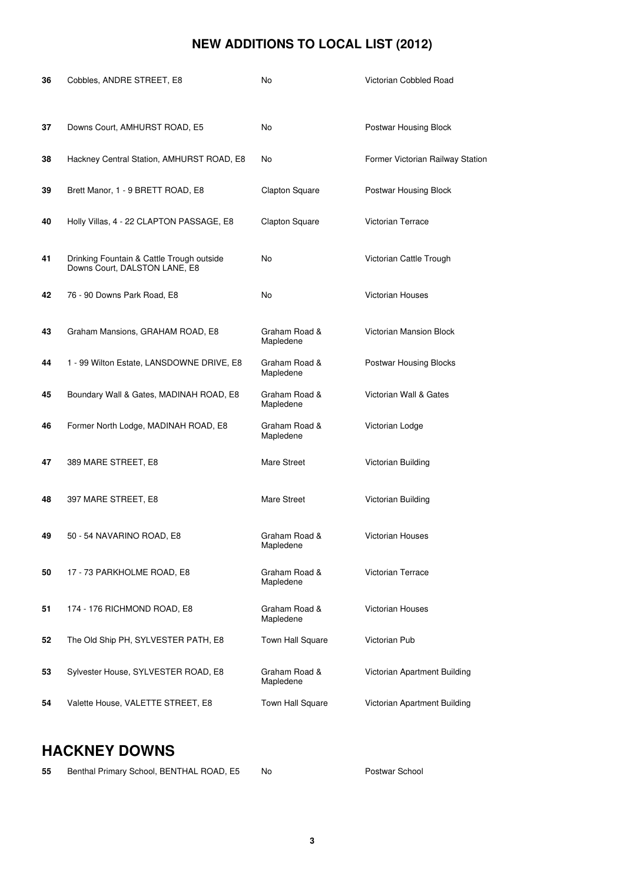## NEW ADDITIONS TO LOCAL LIST (2012)

| | | | |
|---|---|---|---|
| **36** | Cobbles, ANDRE STREET, E8 | No | Victorian Cobbled Road |
| **37** | Downs Court, AMHURST ROAD, E5 | No | Postwar Housing Block |
| **38** | Hackney Central Station, AMHURST ROAD, E8 | No | Former Victorian Railway Station |
| **39** | Brett Manor, 1 - 9 BRETT ROAD, E8 | Clapton Square | Postwar Housing Block |
| **40** | Holly Villas, 4 - 22 CLAPTON PASSAGE, E8 | Clapton Square | Victorian Terrace |
| **41** | Drinking Fountain & Cattle Trough outside Downs Court, DALSTON LANE, E8 | No | Victorian Cattle Trough |
| **42** | 76 - 90 Downs Park Road, E8 | No | Victorian Houses |
| **43** | Graham Mansions, GRAHAM ROAD, E8 | Graham Road & Mapledene | Victorian Mansion Block |
| **44** | 1 - 99 Wilton Estate, LANSDOWNE DRIVE, E8 | Graham Road & Mapledene | Postwar Housing Blocks |
| **45** | Boundary Wall & Gates, MADINAH ROAD, E8 | Graham Road & Mapledene | Victorian Wall & Gates |
| **46** | Former North Lodge, MADINAH ROAD, E8 | Graham Road & Mapledene | Victorian Lodge |
| **47** | 389 MARE STREET, E8 | Mare Street | Victorian Building |
| **48** | 397 MARE STREET, E8 | Mare Street | Victorian Building |
| **49** | 50 - 54 NAVARINO ROAD, E8 | Graham Road & Mapledene | Victorian Houses |
| **50** | 17 - 73 PARKHOLME ROAD, E8 | Graham Road & Mapledene | Victorian Terrace |
| **51** | 174 - 176 RICHMOND ROAD, E8 | Graham Road & Mapledene | Victorian Houses |
| **52** | The Old Ship PH, SYLVESTER PATH, E8 | Town Hall Square | Victorian Pub |
| **53** | Sylvester House, SYLVESTER ROAD, E8 | Graham Road & Mapledene | Victorian Apartment Building |
| **54** | Valette House, VALETTE STREET, E8 | Town Hall Square | Victorian Apartment Building |

## HACKNEY DOWNS

| | | | |
|---|---|---|---|
| **55** | Benthal Primary School, BENTHAL ROAD, E5 | No | Postwar School |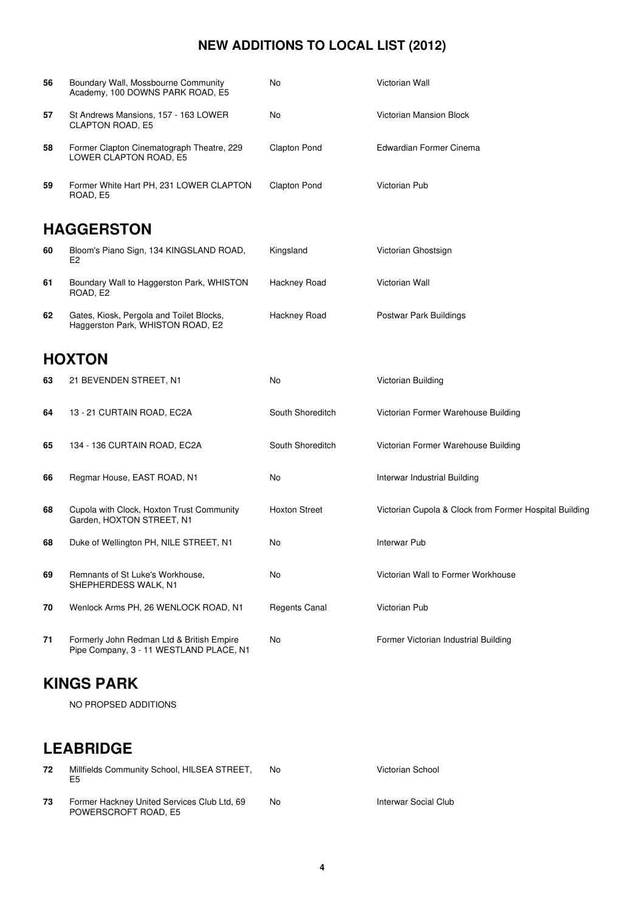# NEW ADDITIONS TO LOCAL LIST (2012)

| | | | |
|---|---|---|---|
| 56 | Boundary Wall, Mossbourne Community Academy, 100 DOWNS PARK ROAD, E5 | No | Victorian Wall |
| 57 | St Andrews Mansions, 157 - 163 LOWER CLAPTON ROAD, E5 | No | Victorian Mansion Block |
| 58 | Former Clapton Cinematograph Theatre, 229 LOWER CLAPTON ROAD, E5 | Clapton Pond | Edwardian Former Cinema |
| 59 | Former White Hart PH, 231 LOWER CLAPTON ROAD, E5 | Clapton Pond | Victorian Pub |

## HAGGERSTON

| | | | |
|---|---|---|---|
| 60 | Bloom's Piano Sign, 134 KINGSLAND ROAD, E2 | Kingsland | Victorian Ghostsign |
| 61 | Boundary Wall to Haggerston Park, WHISTON ROAD, E2 | Hackney Road | Victorian Wall |
| 62 | Gates, Kiosk, Pergola and Toilet Blocks, Haggerston Park, WHISTON ROAD, E2 | Hackney Road | Postwar Park Buildings |

## HOXTON

| | | | |
|---|---|---|---|
| 63 | 21 BEVENDEN STREET, N1 | No | Victorian Building |
| 64 | 13 - 21 CURTAIN ROAD, EC2A | South Shoreditch | Victorian Former Warehouse Building |
| 65 | 134 - 136 CURTAIN ROAD, EC2A | South Shoreditch | Victorian Former Warehouse Building |
| 66 | Regmar House, EAST ROAD, N1 | No | Interwar Industrial Building |
| 68 | Cupola with Clock, Hoxton Trust Community Garden, HOXTON STREET, N1 | Hoxton Street | Victorian Cupola & Clock from Former Hospital Building |
| 68 | Duke of Wellington PH, NILE STREET, N1 | No | Interwar Pub |
| 69 | Remnants of St Luke's Workhouse, SHEPHERDESS WALK, N1 | No | Victorian Wall to Former Workhouse |
| 70 | Wenlock Arms PH, 26 WENLOCK ROAD, N1 | Regents Canal | Victorian Pub |
| 71 | Formerly John Redman Ltd & British Empire Pipe Company, 3 - 11 WESTLAND PLACE, N1 | No | Former Victorian Industrial Building |

## KINGS PARK

NO PROPSED ADDITIONS

## LEABRIDGE

| | | | |
|---|---|---|---|
| 72 | Millfields Community School, HILSEA STREET, E5 | No | Victorian School |
| 73 | Former Hackney United Services Club Ltd, 69 POWERSCROFT ROAD, E5 | No | Interwar Social Club |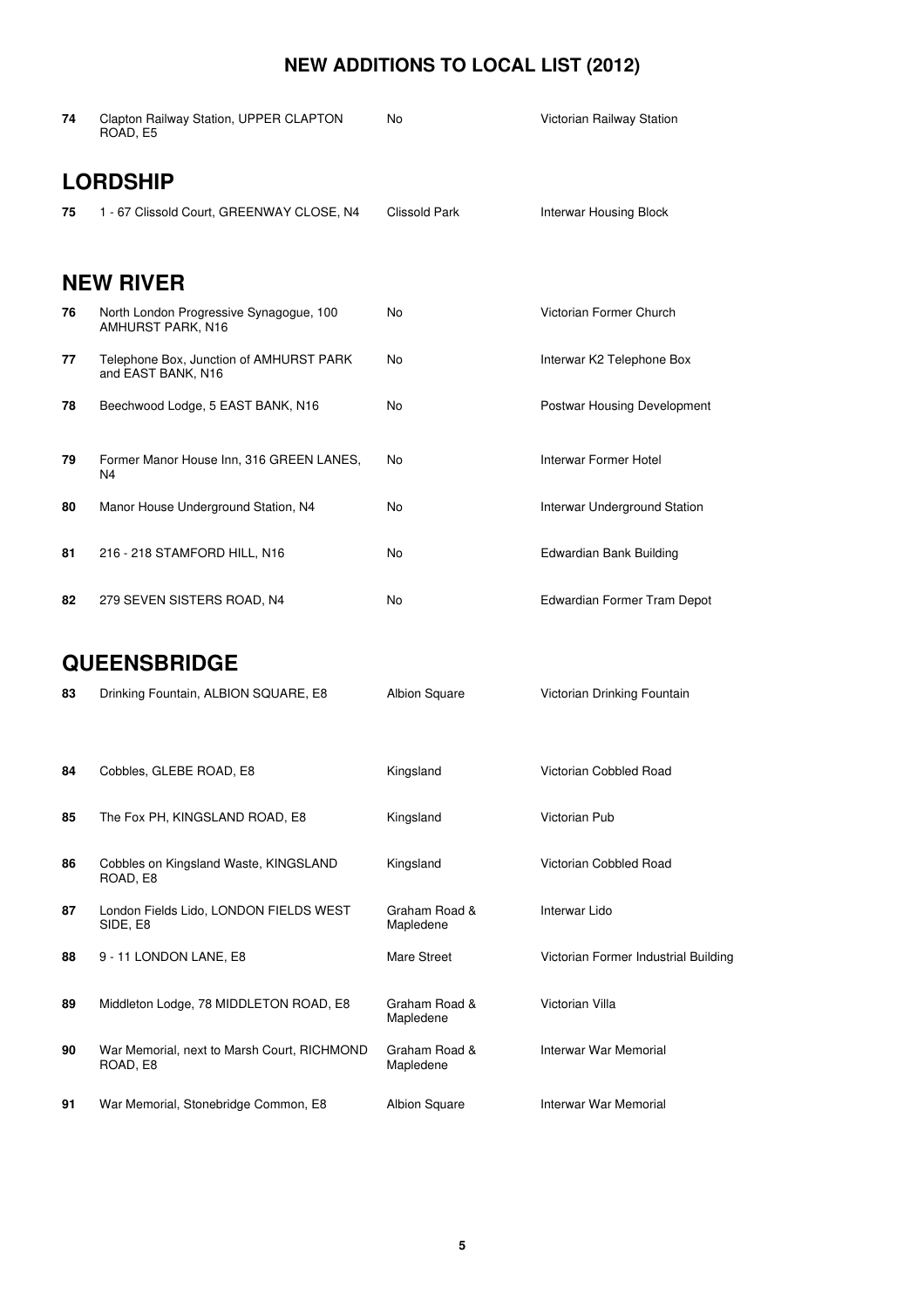# NEW ADDITIONS TO LOCAL LIST (2012)

| | | | |
|---|---|---|---|
| **74** | Clapton Railway Station, UPPER CLAPTON ROAD, E5 | No | Victorian Railway Station |

## LORDSHIP

| | | | |
|---|---|---|---|
| **75** | 1 - 67 Clissold Court, GREENWAY CLOSE, N4 | Clissold Park | Interwar Housing Block |

## NEW RIVER

| | | | |
|---|---|---|---|
| **76** | North London Progressive Synagogue, 100 AMHURST PARK, N16 | No | Victorian Former Church |
| **77** | Telephone Box, Junction of AMHURST PARK and EAST BANK, N16 | No | Interwar K2 Telephone Box |
| **78** | Beechwood Lodge, 5 EAST BANK, N16 | No | Postwar Housing Development |
| **79** | Former Manor House Inn, 316 GREEN LANES, N4 | No | Interwar Former Hotel |
| **80** | Manor House Underground Station, N4 | No | Interwar Underground Station |
| **81** | 216 - 218 STAMFORD HILL, N16 | No | Edwardian Bank Building |
| **82** | 279 SEVEN SISTERS ROAD, N4 | No | Edwardian Former Tram Depot |

## QUEENSBRIDGE

| | | | |
|---|---|---|---|
| **83** | Drinking Fountain, ALBION SQUARE, E8 | Albion Square | Victorian Drinking Fountain |
| **84** | Cobbles, GLEBE ROAD, E8 | Kingsland | Victorian Cobbled Road |
| **85** | The Fox PH, KINGSLAND ROAD, E8 | Kingsland | Victorian Pub |
| **86** | Cobbles on Kingsland Waste, KINGSLAND ROAD, E8 | Kingsland | Victorian Cobbled Road |
| **87** | London Fields Lido, LONDON FIELDS WEST SIDE, E8 | Graham Road & Mapledene | Interwar Lido |
| **88** | 9 - 11 LONDON LANE, E8 | Mare Street | Victorian Former Industrial Building |
| **89** | Middleton Lodge, 78 MIDDLETON ROAD, E8 | Graham Road & Mapledene | Victorian Villa |
| **90** | War Memorial, next to Marsh Court, RICHMOND ROAD, E8 | Graham Road & Mapledene | Interwar War Memorial |
| **91** | War Memorial, Stonebridge Common, E8 | Albion Square | Interwar War Memorial |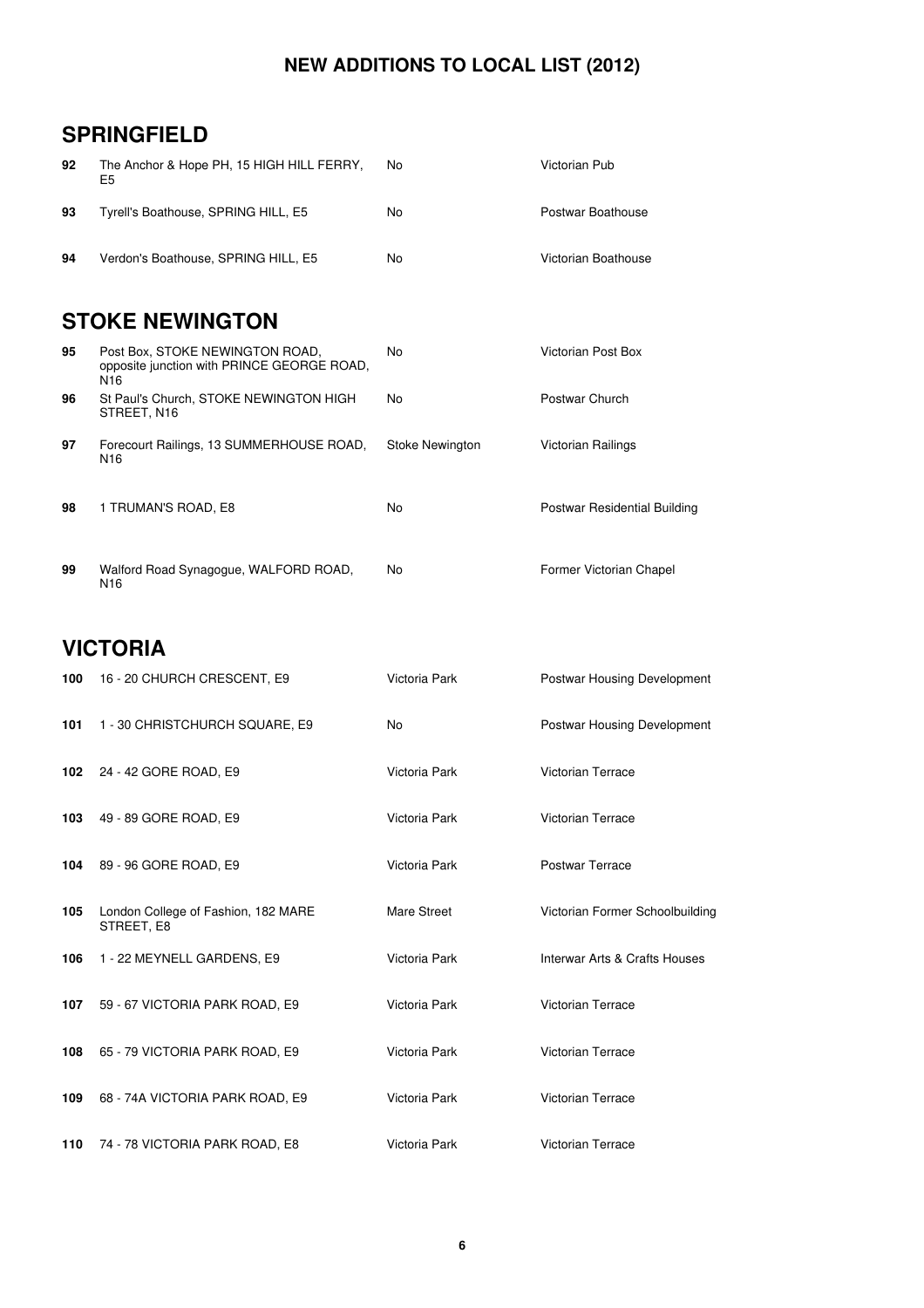# NEW ADDITIONS TO LOCAL LIST (2012)

## SPRINGFIELD

| | | | |
|---|---|---|---|
| **92** | The Anchor & Hope PH, 15 HIGH HILL FERRY, E5 | No | Victorian Pub |
| **93** | Tyrell's Boathouse, SPRING HILL, E5 | No | Postwar Boathouse |
| **94** | Verdon's Boathouse, SPRING HILL, E5 | No | Victorian Boathouse |

## STOKE NEWINGTON

| | | | |
|---|---|---|---|
| **95** | Post Box, STOKE NEWINGTON ROAD, opposite junction with PRINCE GEORGE ROAD, N16 | No | Victorian Post Box |
| **96** | St Paul's Church, STOKE NEWINGTON HIGH STREET, N16 | No | Postwar Church |
| **97** | Forecourt Railings, 13 SUMMERHOUSE ROAD, N16 | Stoke Newington | Victorian Railings |
| **98** | 1 TRUMAN'S ROAD, E8 | No | Postwar Residential Building |
| **99** | Walford Road Synagogue, WALFORD ROAD, N16 | No | Former Victorian Chapel |

## VICTORIA

| | | | |
|---|---|---|---|
| **100** | 16 - 20 CHURCH CRESCENT, E9 | Victoria Park | Postwar Housing Development |
| **101** | 1 - 30 CHRISTCHURCH SQUARE, E9 | No | Postwar Housing Development |
| **102** | 24 - 42 GORE ROAD, E9 | Victoria Park | Victorian Terrace |
| **103** | 49 - 89 GORE ROAD, E9 | Victoria Park | Victorian Terrace |
| **104** | 89 - 96 GORE ROAD, E9 | Victoria Park | Postwar Terrace |
| **105** | London College of Fashion, 182 MARE STREET, E8 | Mare Street | Victorian Former Schoolbuilding |
| **106** | 1 - 22 MEYNELL GARDENS, E9 | Victoria Park | Interwar Arts & Crafts Houses |
| **107** | 59 - 67 VICTORIA PARK ROAD, E9 | Victoria Park | Victorian Terrace |
| **108** | 65 - 79 VICTORIA PARK ROAD, E9 | Victoria Park | Victorian Terrace |
| **109** | 68 - 74A VICTORIA PARK ROAD, E9 | Victoria Park | Victorian Terrace |
| **110** | 74 - 78 VICTORIA PARK ROAD, E8 | Victoria Park | Victorian Terrace |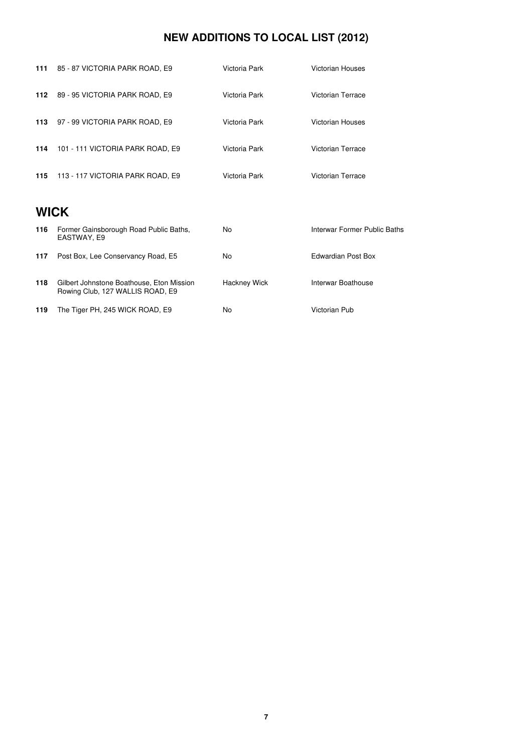# NEW ADDITIONS TO LOCAL LIST (2012)

| | | | |
|---|---|---|---|
| **111** | 85 - 87 VICTORIA PARK ROAD, E9 | Victoria Park | Victorian Houses |
| **112** | 89 - 95 VICTORIA PARK ROAD, E9 | Victoria Park | Victorian Terrace |
| **113** | 97 - 99 VICTORIA PARK ROAD, E9 | Victoria Park | Victorian Houses |
| **114** | 101 - 111 VICTORIA PARK ROAD, E9 | Victoria Park | Victorian Terrace |
| **115** | 113 - 117 VICTORIA PARK ROAD, E9 | Victoria Park | Victorian Terrace |

## WICK

| | | | |
|---|---|---|---|
| **116** | Former Gainsborough Road Public Baths, EASTWAY, E9 | No | Interwar Former Public Baths |
| **117** | Post Box, Lee Conservancy Road, E5 | No | Edwardian Post Box |
| **118** | Gilbert Johnstone Boathouse, Eton Mission Rowing Club, 127 WALLIS ROAD, E9 | Hackney Wick | Interwar Boathouse |
| **119** | The Tiger PH, 245 WICK ROAD, E9 | No | Victorian Pub |